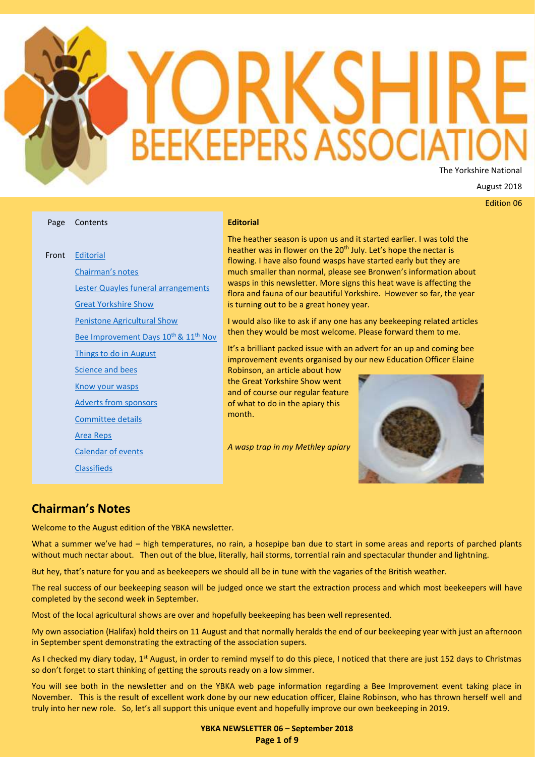# YORKSHIRE BEEKEEPERS ASSOCIATION

The Yorkshire National

August 2018

Edition 06

| Page | Contents |
| --- | --- |
| Front | Editorial |
| | Chairman's notes |
| | Lester Quayles funeral arrangements |
| | Great Yorkshire Show |
| | Penistone Agricultural Show |
| | Bee Improvement Days 10th & 11th Nov |
| | Things to do in August |
| | Science and bees |
| | Know your wasps |
| | Adverts from sponsors |
| | Committee details |
| | Area Reps |
| | Calendar of events |
| | Classifieds |

**Editorial**

The heather season is upon us and it started earlier. I was told the heather was in flower on the 20th July. Let's hope the nectar is flowing. I have also found wasps have started early but they are much smaller than normal, please see Bronwen's information about wasps in this newsletter. More signs this heat wave is affecting the flora and fauna of our beautiful Yorkshire. However so far, the year is turning out to be a great honey year.

I would also like to ask if any one has any beekeeping related articles then they would be most welcome. Please forward them to me.

It's a brilliant packed issue with an advert for an up and coming bee improvement events organised by our new Education Officer Elaine Robinson, an article about how the Great Yorkshire Show went and of course our regular feature of what to do in the apiary this month.

*A wasp trap in my Methley apiary*

## Chairman's Notes

Welcome to the August edition of the YBKA newsletter.

What a summer we've had – high temperatures, no rain, a hosepipe ban due to start in some areas and reports of parched plants without much nectar about. Then out of the blue, literally, hail storms, torrential rain and spectacular thunder and lightning.

But hey, that's nature for you and as beekeepers we should all be in tune with the vagaries of the British weather.

The real success of our beekeeping season will be judged once we start the extraction process and which most beekeepers will have completed by the second week in September.

Most of the local agricultural shows are over and hopefully beekeeping has been well represented.

My own association (Halifax) hold theirs on 11 August and that normally heralds the end of our beekeeping year with just an afternoon in September spent demonstrating the extracting of the association supers.

As I checked my diary today, 1st August, in order to remind myself to do this piece, I noticed that there are just 152 days to Christmas so don't forget to start thinking of getting the sprouts ready on a low simmer.

You will see both in the newsletter and on the YBKA web page information regarding a Bee Improvement event taking place in November. This is the result of excellent work done by our new education officer, Elaine Robinson, who has thrown herself well and truly into her new role. So, let's all support this unique event and hopefully improve our own beekeeping in 2019.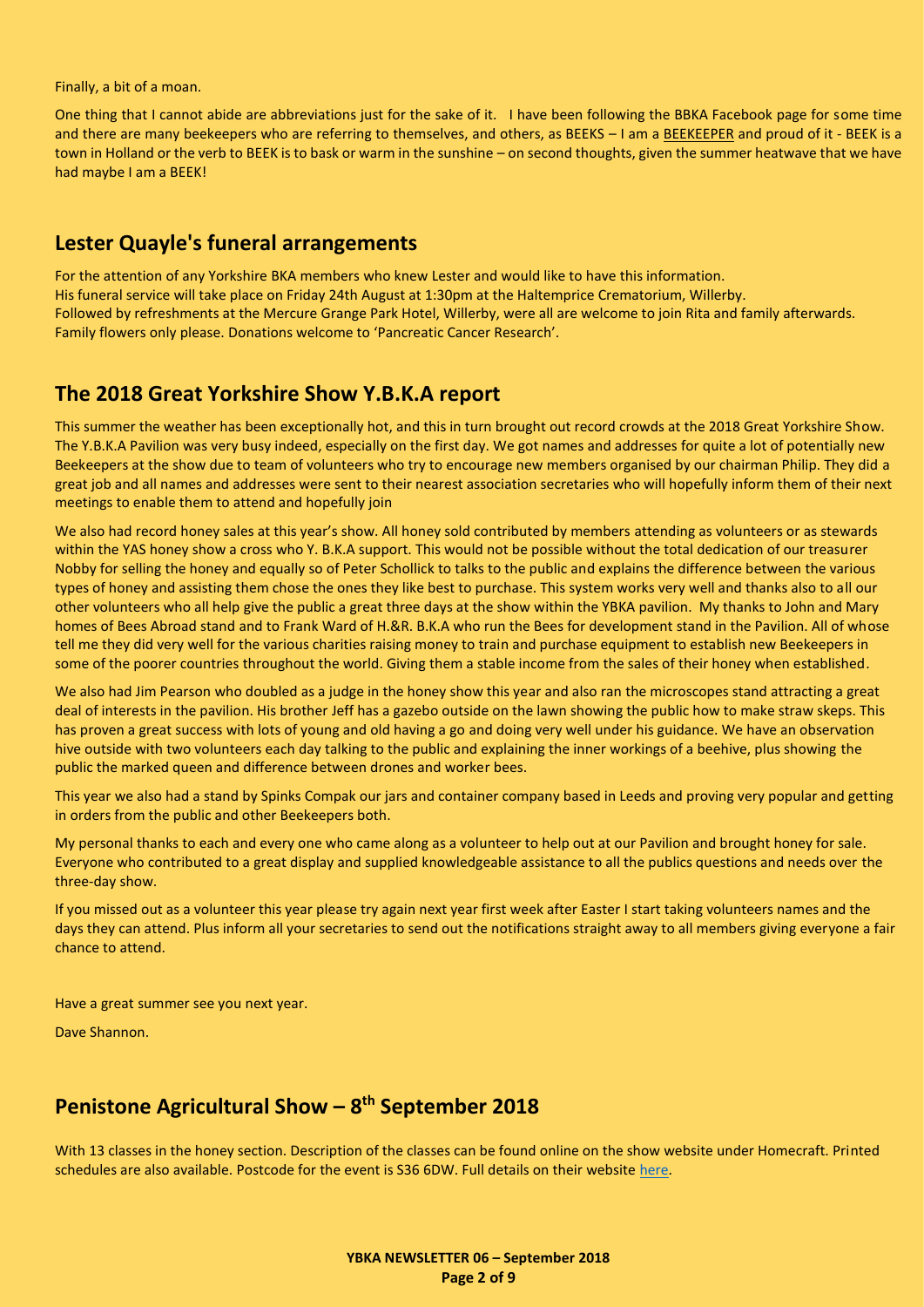Finally, a bit of a moan.

One thing that I cannot abide are abbreviations just for the sake of it. I have been following the BBKA Facebook page for some time and there are many beekeepers who are referring to themselves, and others, as BEEKS – I am a BEEKEEPER and proud of it - BEEK is a town in Holland or the verb to BEEK is to bask or warm in the sunshine – on second thoughts, given the summer heatwave that we have had maybe I am a BEEK!

## Lester Quayle's funeral arrangements

For the attention of any Yorkshire BKA members who knew Lester and would like to have this information.
His funeral service will take place on Friday 24th August at 1:30pm at the Haltemprice Crematorium, Willerby.
Followed by refreshments at the Mercure Grange Park Hotel, Willerby, were all are welcome to join Rita and family afterwards.
Family flowers only please. Donations welcome to 'Pancreatic Cancer Research'.

## The 2018 Great Yorkshire Show Y.B.K.A report

This summer the weather has been exceptionally hot, and this in turn brought out record crowds at the 2018 Great Yorkshire Show. The Y.B.K.A Pavilion was very busy indeed, especially on the first day. We got names and addresses for quite a lot of potentially new Beekeepers at the show due to team of volunteers who try to encourage new members organised by our chairman Philip. They did a great job and all names and addresses were sent to their nearest association secretaries who will hopefully inform them of their next meetings to enable them to attend and hopefully join

We also had record honey sales at this year's show. All honey sold contributed by members attending as volunteers or as stewards within the YAS honey show a cross who Y. B.K.A support. This would not be possible without the total dedication of our treasurer Nobby for selling the honey and equally so of Peter Schollick to talks to the public and explains the difference between the various types of honey and assisting them chose the ones they like best to purchase. This system works very well and thanks also to all our other volunteers who all help give the public a great three days at the show within the YBKA pavilion. My thanks to John and Mary homes of Bees Abroad stand and to Frank Ward of H.&R. B.K.A who run the Bees for development stand in the Pavilion. All of whose tell me they did very well for the various charities raising money to train and purchase equipment to establish new Beekeepers in some of the poorer countries throughout the world. Giving them a stable income from the sales of their honey when established.

We also had Jim Pearson who doubled as a judge in the honey show this year and also ran the microscopes stand attracting a great deal of interests in the pavilion. His brother Jeff has a gazebo outside on the lawn showing the public how to make straw skeps. This has proven a great success with lots of young and old having a go and doing very well under his guidance. We have an observation hive outside with two volunteers each day talking to the public and explaining the inner workings of a beehive, plus showing the public the marked queen and difference between drones and worker bees.

This year we also had a stand by Spinks Compak our jars and container company based in Leeds and proving very popular and getting in orders from the public and other Beekeepers both.

My personal thanks to each and every one who came along as a volunteer to help out at our Pavilion and brought honey for sale. Everyone who contributed to a great display and supplied knowledgeable assistance to all the publics questions and needs over the three-day show.

If you missed out as a volunteer this year please try again next year first week after Easter I start taking volunteers names and the days they can attend. Plus inform all your secretaries to send out the notifications straight away to all members giving everyone a fair chance to attend.

Have a great summer see you next year.

Dave Shannon.

## Penistone Agricultural Show – 8th September 2018

With 13 classes in the honey section. Description of the classes can be found online on the show website under Homecraft. Printed schedules are also available. Postcode for the event is S36 6DW. Full details on their website here.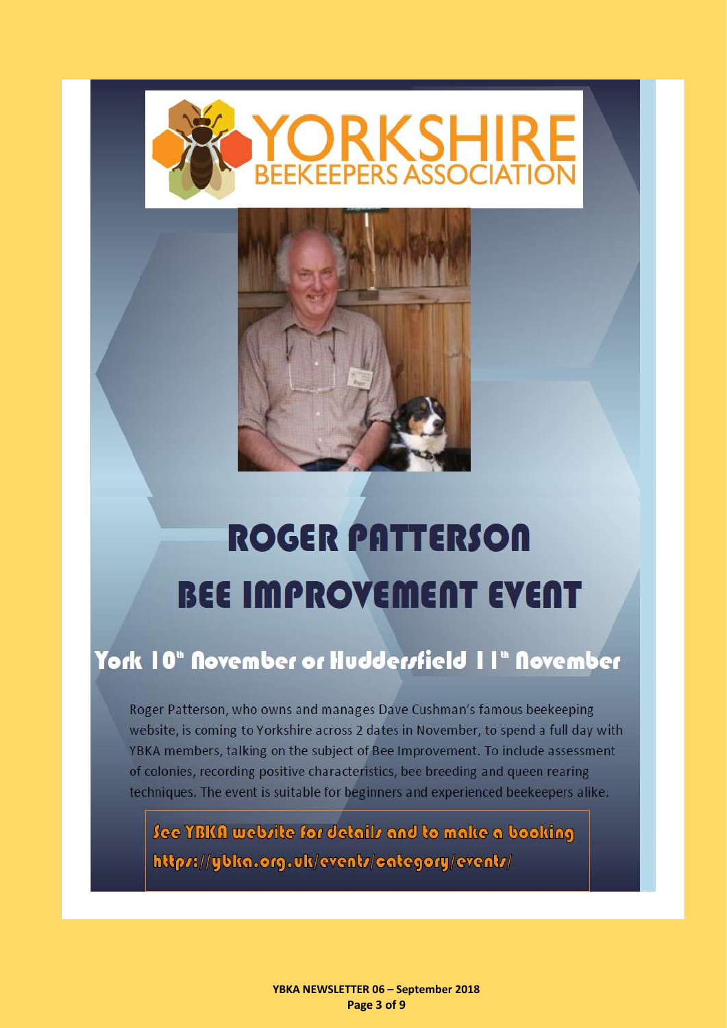YORKSHIRE BEEKEEPERS ASSOCIATION

# ROGER PATTERSON BEE IMPROVEMENT EVENT

## York 10th November or Huddersfield 11th November

Roger Patterson, who owns and manages Dave Cushman's famous beekeeping website, is coming to Yorkshire across 2 dates in November, to spend a full day with YBKA members, talking on the subject of Bee Improvement. To include assessment of colonies, recording positive characteristics, bee breeding and queen rearing techniques. The event is suitable for beginners and experienced beekeepers alike.

**See YBKA website for details and to make a booking**
**https://ybka.org.uk/events/category/events/**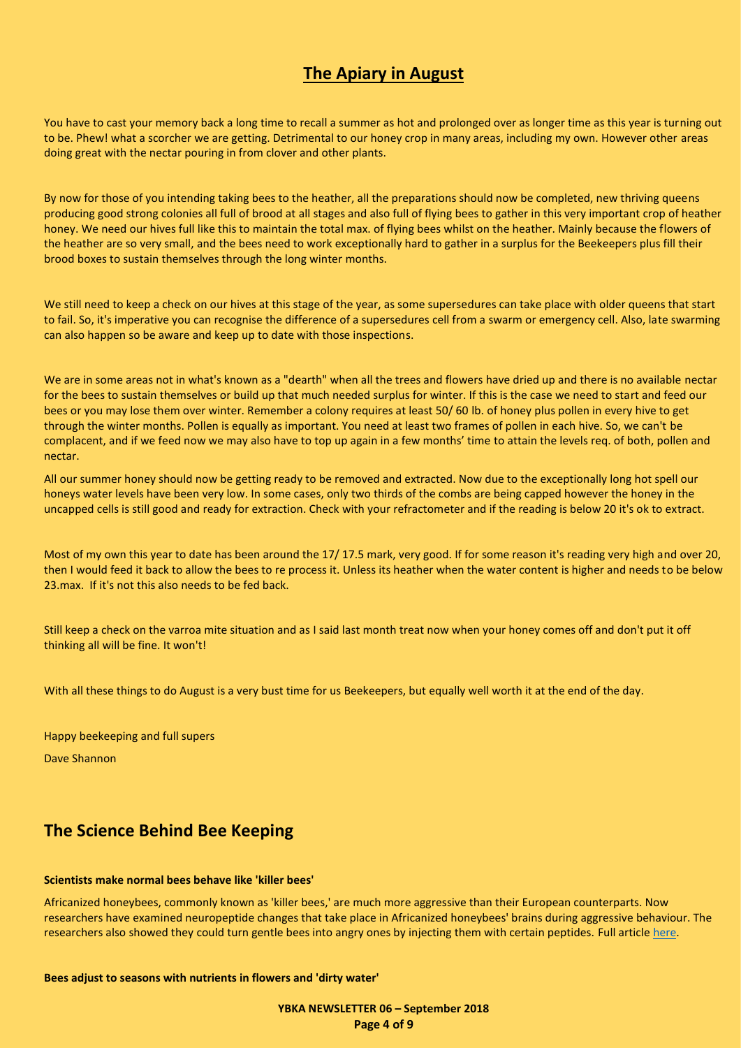## The Apiary in August

You have to cast your memory back a long time to recall a summer as hot and prolonged over as longer time as this year is turning out to be. Phew! what a scorcher we are getting. Detrimental to our honey crop in many areas, including my own. However other areas doing great with the nectar pouring in from clover and other plants.

By now for those of you intending taking bees to the heather, all the preparations should now be completed, new thriving queens producing good strong colonies all full of brood at all stages and also full of flying bees to gather in this very important crop of heather honey. We need our hives full like this to maintain the total max. of flying bees whilst on the heather. Mainly because the flowers of the heather are so very small, and the bees need to work exceptionally hard to gather in a surplus for the Beekeepers plus fill their brood boxes to sustain themselves through the long winter months.

We still need to keep a check on our hives at this stage of the year, as some supersedures can take place with older queens that start to fail. So, it's imperative you can recognise the difference of a supersedures cell from a swarm or emergency cell. Also, late swarming can also happen so be aware and keep up to date with those inspections.

We are in some areas not in what's known as a "dearth" when all the trees and flowers have dried up and there is no available nectar for the bees to sustain themselves or build up that much needed surplus for winter. If this is the case we need to start and feed our bees or you may lose them over winter. Remember a colony requires at least 50/ 60 lb. of honey plus pollen in every hive to get through the winter months. Pollen is equally as important. You need at least two frames of pollen in each hive. So, we can't be complacent, and if we feed now we may also have to top up again in a few months' time to attain the levels req. of both, pollen and nectar.

All our summer honey should now be getting ready to be removed and extracted. Now due to the exceptionally long hot spell our honeys water levels have been very low. In some cases, only two thirds of the combs are being capped however the honey in the uncapped cells is still good and ready for extraction. Check with your refractometer and if the reading is below 20 it's ok to extract.

Most of my own this year to date has been around the 17/ 17.5 mark, very good. If for some reason it's reading very high and over 20, then I would feed it back to allow the bees to re process it. Unless its heather when the water content is higher and needs to be below 23.max. If it's not this also needs to be fed back.

Still keep a check on the varroa mite situation and as I said last month treat now when your honey comes off and don't put it off thinking all will be fine. It won't!

With all these things to do August is a very bust time for us Beekeepers, but equally well worth it at the end of the day.

Happy beekeeping and full supers

Dave Shannon

## The Science Behind Bee Keeping

**Scientists make normal bees behave like 'killer bees'**

Africanized honeybees, commonly known as 'killer bees,' are much more aggressive than their European counterparts. Now researchers have examined neuropeptide changes that take place in Africanized honeybees' brains during aggressive behaviour. The researchers also showed they could turn gentle bees into angry ones by injecting them with certain peptides. Full article here.

**Bees adjust to seasons with nutrients in flowers and 'dirty water'**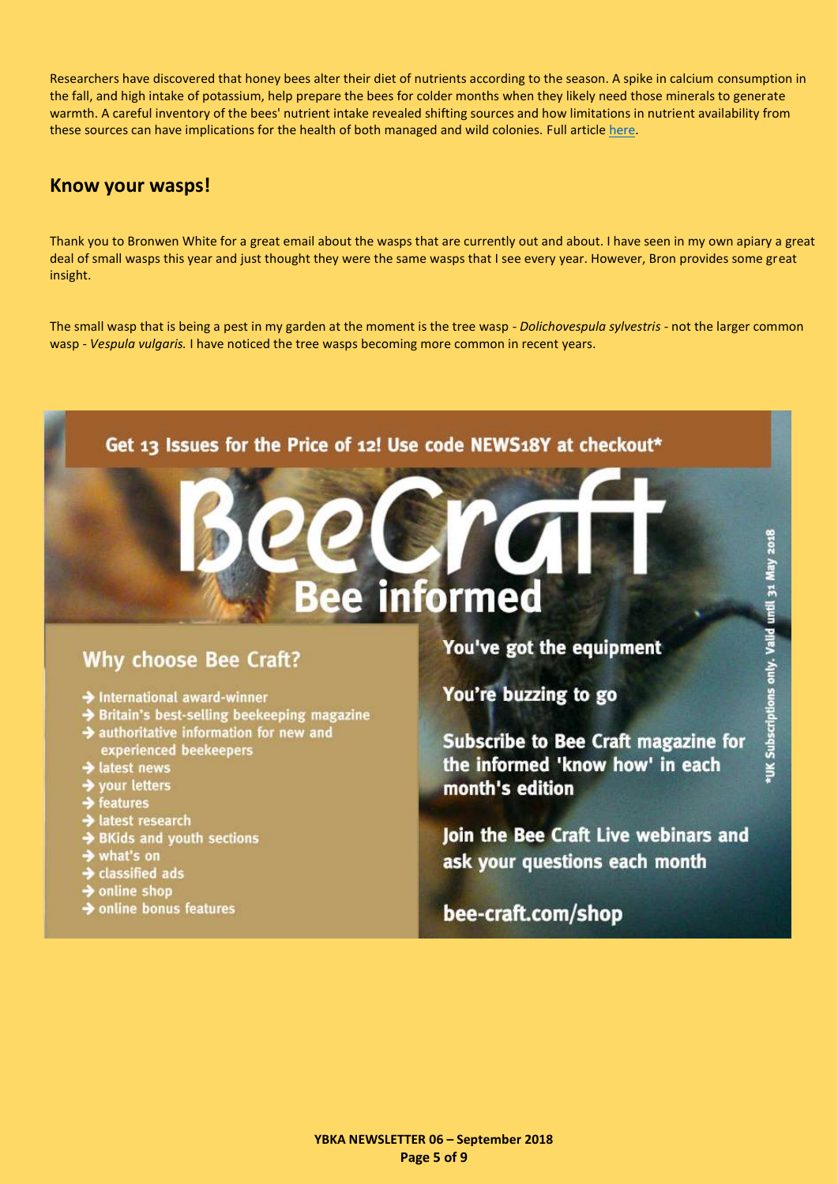Researchers have discovered that honey bees alter their diet of nutrients according to the season. A spike in calcium consumption in the fall, and high intake of potassium, help prepare the bees for colder months when they likely need those minerals to generate warmth. A careful inventory of the bees' nutrient intake revealed shifting sources and how limitations in nutrient availability from these sources can have implications for the health of both managed and wild colonies. Full article here.

## Know your wasps!

Thank you to Bronwen White for a great email about the wasps that are currently out and about. I have seen in my own apiary a great deal of small wasps this year and just thought they were the same wasps that I see every year. However, Bron provides some great insight.

The small wasp that is being a pest in my garden at the moment is the tree wasp - *Dolichovespula sylvestris* - not the larger common wasp - *Vespula vulgaris.* I have noticed the tree wasps becoming more common in recent years.

**Get 13 Issues for the Price of 12! Use code NEWS18Y at checkout***

**BeeCraft**
**Bee informed**

**Why choose Bee Craft?**

- International award-winner
- Britain's best-selling beekeeping magazine
- authoritative information for new and experienced beekeepers
- latest news
- your letters
- features
- latest research
- BKids and youth sections
- what's on
- classified ads
- online shop
- online bonus features

**You've got the equipment**

**You're buzzing to go**

**Subscribe to Bee Craft magazine for the informed 'know how' in each month's edition**

**Join the Bee Craft Live webinars and ask your questions each month**

**bee-craft.com/shop**

*UK Subscriptions only. Valid until 31 May 2018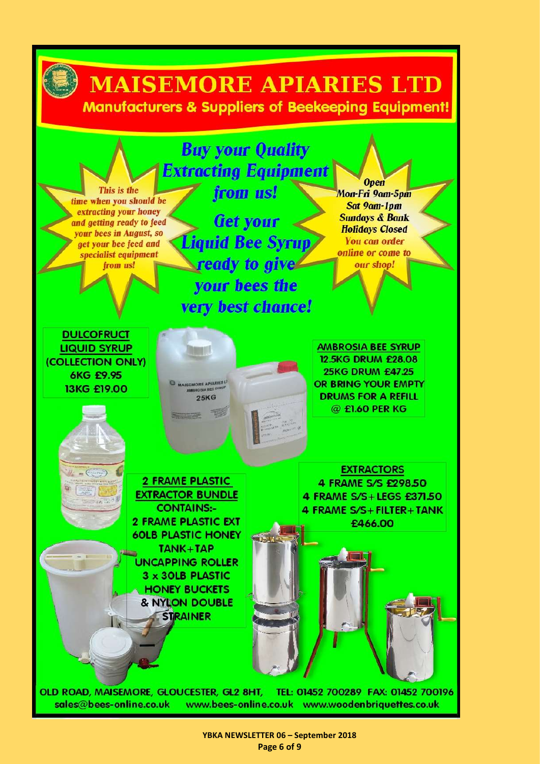# MAISEMORE APIARIES LTD

## Manufacturers & Suppliers of Beekeeping Equipment!

*This is the time when you should be extracting your honey and getting ready to feed your bees in August, so get your bee feed and specialist equipment from us!*

***Buy your Quality Extracting Equipment from us!***

***Get your Liquid Bee Syrup ready to give your bees the very best chance!***

***Open***
***Mon-Fri 9am-5pm***
***Sat 9am-1pm***
***Sundays & Bank Holidays Closed***
***You can order online or come to our shop!***

**DULCOFRUCT LIQUID SYRUP (COLLECTION ONLY)**
**6KG £9.95**
**13KG £19.00**

**AMBROSIA BEE SYRUP**
**12.5KG DRUM £28.08**
**25KG DRUM £47.25**
**OR BRING YOUR EMPTY DRUMS FOR A REFILL @ £1.60 PER KG**

**2 FRAME PLASTIC EXTRACTOR BUNDLE**
**CONTAINS:-**
**2 FRAME PLASTIC EXT**
**60LB PLASTIC HONEY TANK+TAP**
**UNCAPPING ROLLER**
**3 x 30LB PLASTIC HONEY BUCKETS**
**& NYLON DOUBLE STRAINER**

**EXTRACTORS**
**4 FRAME S/S £298.50**
**4 FRAME S/S+LEGS £371.50**
**4 FRAME S/S+FILTER+TANK £466.00**

**OLD ROAD, MAISEMORE, GLOUCESTER, GL2 8HT, TEL: 01452 700289 FAX: 01452 700196**
**sales@bees-online.co.uk www.bees-online.co.uk www.woodenbriquettes.co.uk**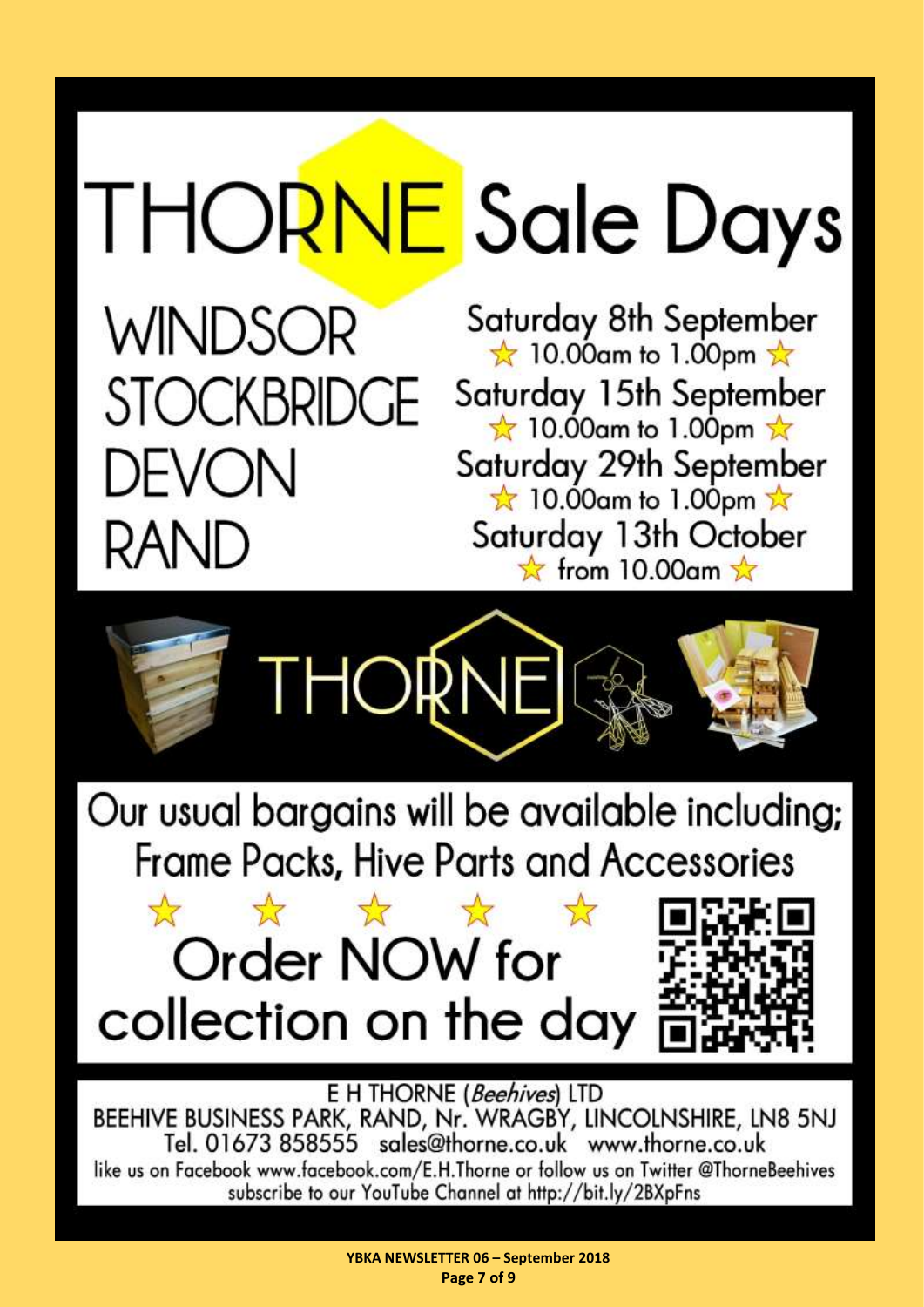# THORNE Sale Days

| | |
|---|---|
| WINDSOR | Saturday 8th September ☆ 10.00am to 1.00pm ☆ |
| STOCKBRIDGE | Saturday 15th September ☆ 10.00am to 1.00pm ☆ |
| DEVON | Saturday 29th September ☆ 10.00am to 1.00pm ☆ |
| RAND | Saturday 13th October ☆ from 10.00am ☆ |

THORNE

Our usual bargains will be available including;
Frame Packs, Hive Parts and Accessories

☆ ☆ ☆ ☆ ☆

## Order NOW for collection on the day

E H THORNE (*Beehives*) LTD
BEEHIVE BUSINESS PARK, RAND, Nr. WRAGBY, LINCOLNSHIRE, LN8 5NJ
Tel. 01673 858555 sales@thorne.co.uk www.thorne.co.uk
like us on Facebook www.facebook.com/E.H.Thorne or follow us on Twitter @ThorneBeehives
subscribe to our YouTube Channel at http://bit.ly/2BXpFns

YBKA NEWSLETTER 06 – September 2018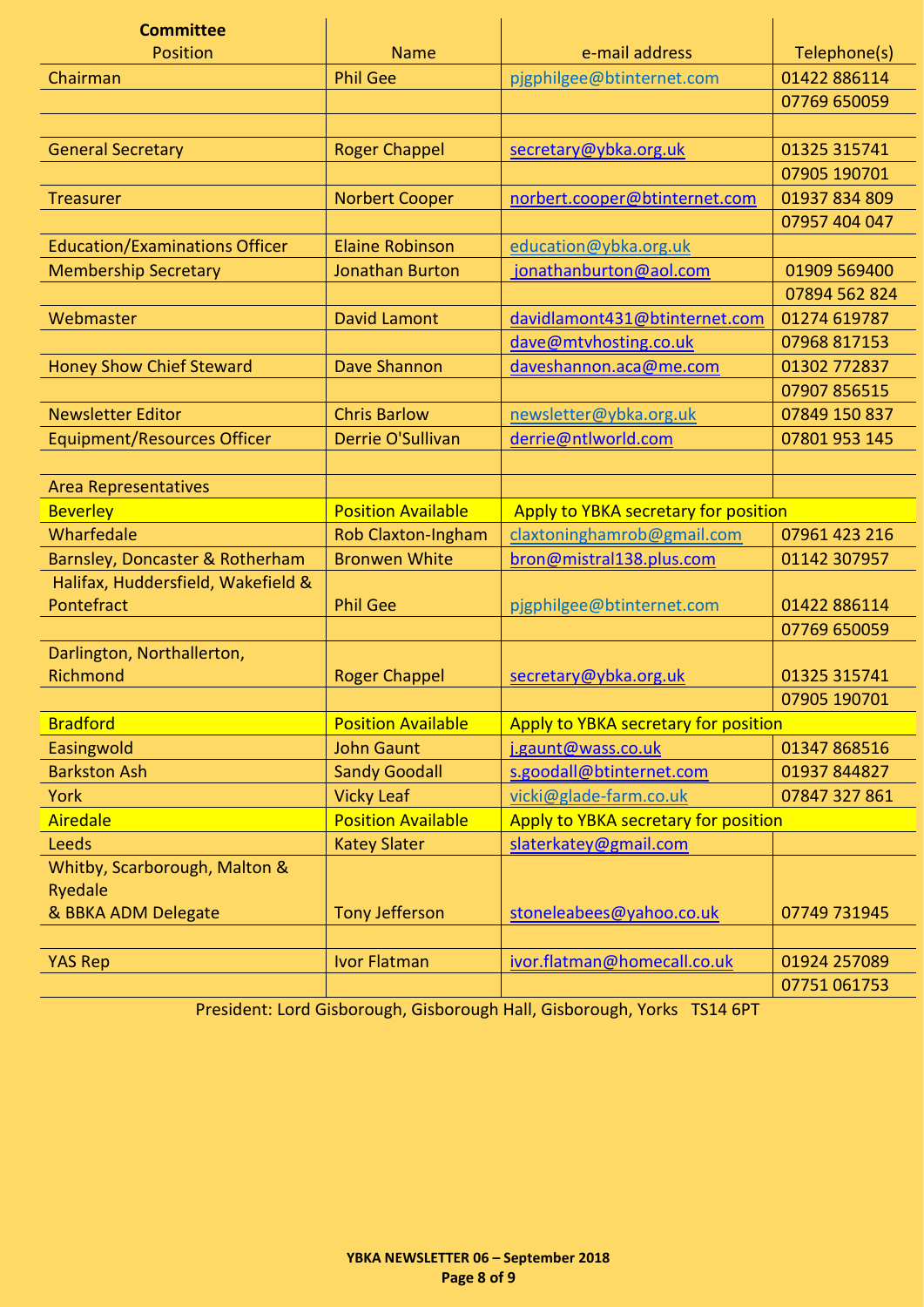| **Committee** Position | Name | e-mail address | Telephone(s) |
|---|---|---|---|
| Chairman | Phil Gee | pjgphilgee@btinternet.com | 01422 886114 |
| | | | 07769 650059 |
| | | | |
| General Secretary | Roger Chappel | secretary@ybka.org.uk | 01325 315741 |
| | | | 07905 190701 |
| Treasurer | Norbert Cooper | norbert.cooper@btinternet.com | 01937 834 809 |
| | | | 07957 404 047 |
| Education/Examinations Officer | Elaine Robinson | education@ybka.org.uk | |
| Membership Secretary | Jonathan Burton | jonathanburton@aol.com | 01909 569400 |
| | | | 07894 562 824 |
| Webmaster | David Lamont | davidlamont431@btinternet.com | 01274 619787 |
| | | dave@mtvhosting.co.uk | 07968 817153 |
| Honey Show Chief Steward | Dave Shannon | daveshannon.aca@me.com | 01302 772837 |
| | | | 07907 856515 |
| Newsletter Editor | Chris Barlow | newsletter@ybka.org.uk | 07849 150 837 |
| Equipment/Resources Officer | Derrie O'Sullivan | derrie@ntlworld.com | 07801 953 145 |
| | | | |
| Area Representatives | | | |
| Beverley | Position Available | Apply to YBKA secretary for position | |
| Wharfedale | Rob Claxton-Ingham | claxtoninghamrob@gmail.com | 07961 423 216 |
| Barnsley, Doncaster & Rotherham | Bronwen White | bron@mistral138.plus.com | 01142 307957 |
| Halifax, Huddersfield, Wakefield & Pontefract | Phil Gee | pjgphilgee@btinternet.com | 01422 886114 |
| | | | 07769 650059 |
| Darlington, Northallerton, Richmond | Roger Chappel | secretary@ybka.org.uk | 01325 315741 |
| | | | 07905 190701 |
| Bradford | Position Available | Apply to YBKA secretary for position | |
| Easingwold | John Gaunt | j.gaunt@wass.co.uk | 01347 868516 |
| Barkston Ash | Sandy Goodall | s.goodall@btinternet.com | 01937 844827 |
| York | Vicky Leaf | vicki@glade-farm.co.uk | 07847 327 861 |
| Airedale | Position Available | Apply to YBKA secretary for position | |
| Leeds | Katey Slater | slaterkatey@gmail.com | |
| Whitby, Scarborough, Malton & Ryedale & BBKA ADM Delegate | Tony Jefferson | stoneleabees@yahoo.co.uk | 07749 731945 |
| | | | |
| YAS Rep | Ivor Flatman | ivor.flatman@homecall.co.uk | 01924 257089 |
| | | | 07751 061753 |

President: Lord Gisborough, Gisborough Hall, Gisborough, Yorks TS14 6PT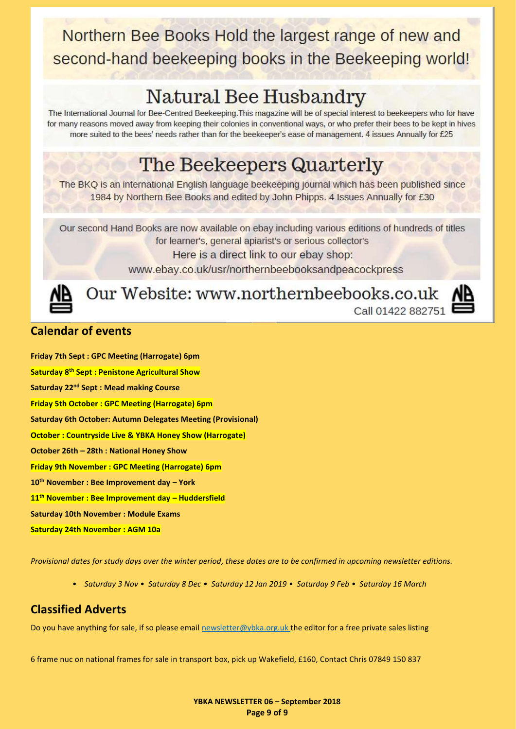Northern Bee Books Hold the largest range of new and second-hand beekeeping books in the Beekeeping world!

## Natural Bee Husbandry

The International Journal for Bee-Centred Beekeeping.This magazine will be of special interest to beekeepers who for have for many reasons moved away from keeping their colonies in conventional ways, or who prefer their bees to be kept in hives more suited to the bees' needs rather than for the beekeeper's ease of management. 4 issues Annually for £25

## The Beekeepers Quarterly

The BKQ is an international English language beekeeping journal which has been published since 1984 by Northern Bee Books and edited by John Phipps. 4 Issues Annually for £30

Our second Hand Books are now available on ebay including various editions of hundreds of titles for learner's, general apiarist's or serious collector's

Here is a direct link to our ebay shop:

www.ebay.co.uk/usr/northernbeebooksandpeacockpress

Our Website: www.northernbeebooks.co.uk

Call 01422 882751

## Calendar of events

**Friday 7th Sept : GPC Meeting (Harrogate) 6pm**

**Saturday 8th Sept : Penistone Agricultural Show**

**Saturday 22nd Sept : Mead making Course**

**Friday 5th October : GPC Meeting (Harrogate) 6pm**

**Saturday 6th October: Autumn Delegates Meeting (Provisional)**

**October : Countryside Live & YBKA Honey Show (Harrogate)**

**October 26th – 28th : National Honey Show**

**Friday 9th November : GPC Meeting (Harrogate) 6pm**

**10th November : Bee Improvement day – York**

**11th November : Bee Improvement day – Huddersfield**

**Saturday 10th November : Module Exams**

**Saturday 24th November : AGM 10a**

*Provisional dates for study days over the winter period, these dates are to be confirmed in upcoming newsletter editions.*

- *Saturday 3 Nov • Saturday 8 Dec • Saturday 12 Jan 2019 • Saturday 9 Feb • Saturday 16 March*

## Classified Adverts

Do you have anything for sale, if so please email newsletter@ybka.org.uk the editor for a free private sales listing

6 frame nuc on national frames for sale in transport box, pick up Wakefield, £160, Contact Chris 07849 150 837